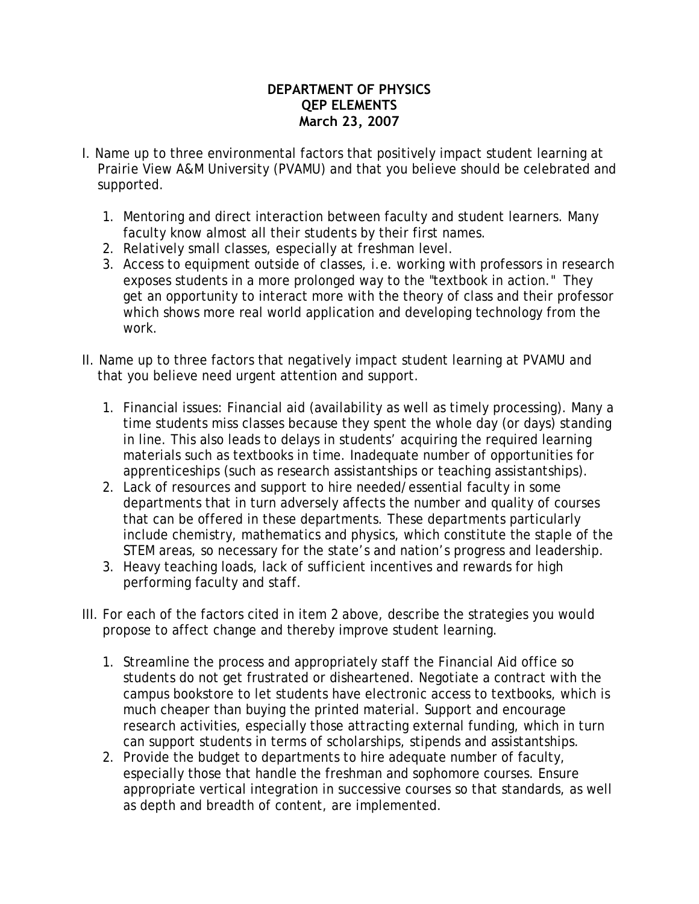# DEPARTMENT OF PHYSICS
## QEP ELEMENTS
### March 23, 2007

I. Name up to three environmental factors that positively impact student learning at Prairie View A&M University (PVAMU) and that you believe should be celebrated and supported.

1. Mentoring and direct interaction between faculty and student learners. Many faculty know almost all their students by their first names.
2. Relatively small classes, especially at freshman level.
3. Access to equipment outside of classes, i.e. working with professors in research exposes students in a more prolonged way to the "textbook in action." They get an opportunity to interact more with the theory of class and their professor which shows more real world application and developing technology from the work.

II. Name up to three factors that negatively impact student learning at PVAMU and that you believe need urgent attention and support.

1. Financial issues: Financial aid (availability as well as timely processing). Many a time students miss classes because they spent the whole day (or days) standing in line. This also leads to delays in students' acquiring the required learning materials such as textbooks in time. Inadequate number of opportunities for apprenticeships (such as research assistantships or teaching assistantships).
2. Lack of resources and support to hire needed/essential faculty in some departments that in turn adversely affects the number and quality of courses that can be offered in these departments. These departments particularly include chemistry, mathematics and physics, which constitute the staple of the STEM areas, so necessary for the state's and nation's progress and leadership.
3. Heavy teaching loads, lack of sufficient incentives and rewards for high performing faculty and staff.

III. For each of the factors cited in item 2 above, describe the strategies you would propose to affect change and thereby improve student learning.

1. Streamline the process and appropriately staff the Financial Aid office so students do not get frustrated or disheartened. Negotiate a contract with the campus bookstore to let students have electronic access to textbooks, which is much cheaper than buying the printed material. Support and encourage research activities, especially those attracting external funding, which in turn can support students in terms of scholarships, stipends and assistantships.
2. Provide the budget to departments to hire adequate number of faculty, especially those that handle the freshman and sophomore courses. Ensure appropriate vertical integration in successive courses so that standards, as well as depth and breadth of content, are implemented.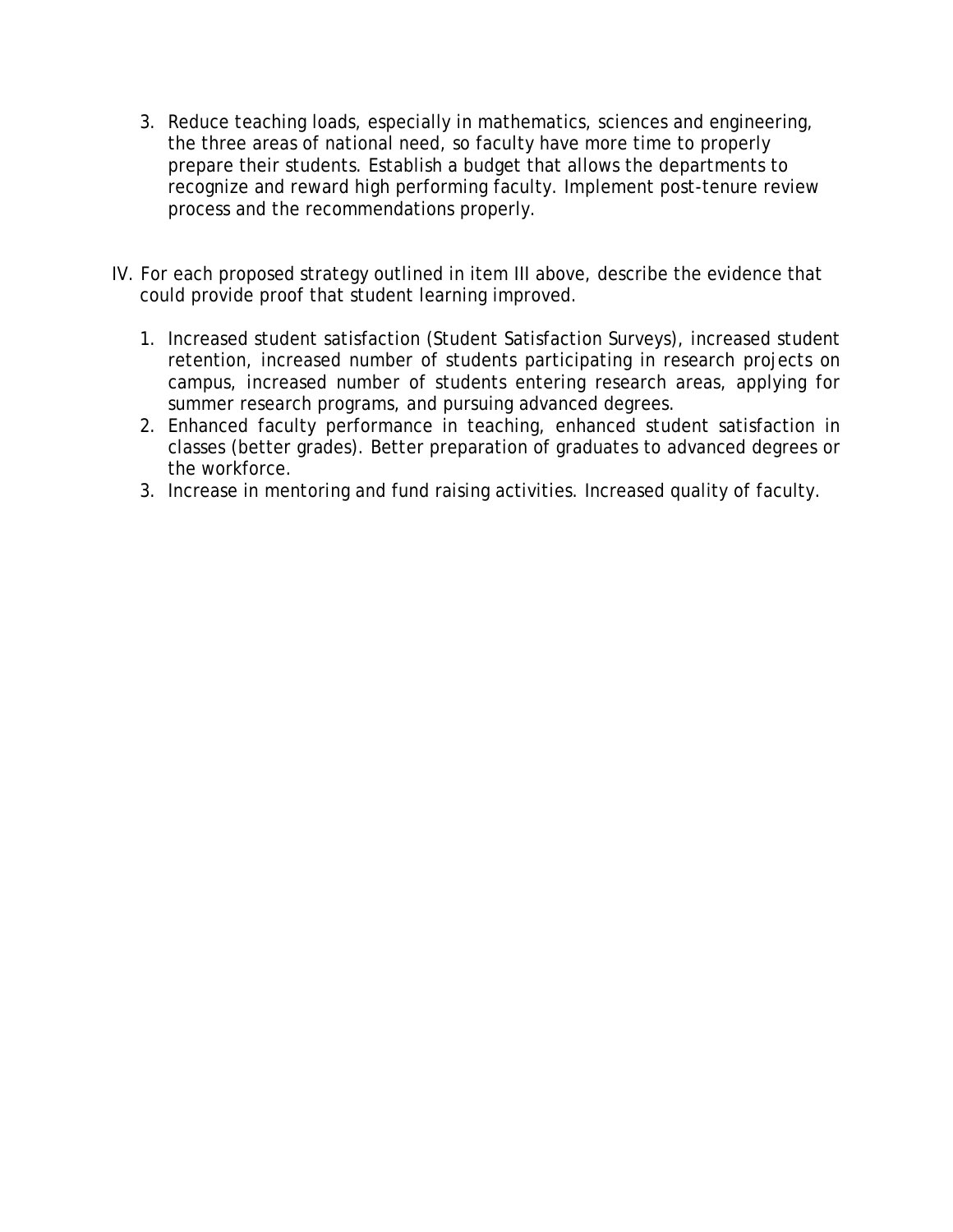3. Reduce teaching loads, especially in mathematics, sciences and engineering, the three areas of national need, so faculty have more time to properly prepare their students. Establish a budget that allows the departments to recognize and reward high performing faculty. Implement post-tenure review process and the recommendations properly.

IV. For each proposed strategy outlined in item III above, describe the evidence that could provide proof that student learning improved.

1. Increased student satisfaction (Student Satisfaction Surveys), increased student retention, increased number of students participating in research projects on campus, increased number of students entering research areas, applying for summer research programs, and pursuing advanced degrees.
2. Enhanced faculty performance in teaching, enhanced student satisfaction in classes (better grades). Better preparation of graduates to advanced degrees or the workforce.
3. Increase in mentoring and fund raising activities. Increased quality of faculty.